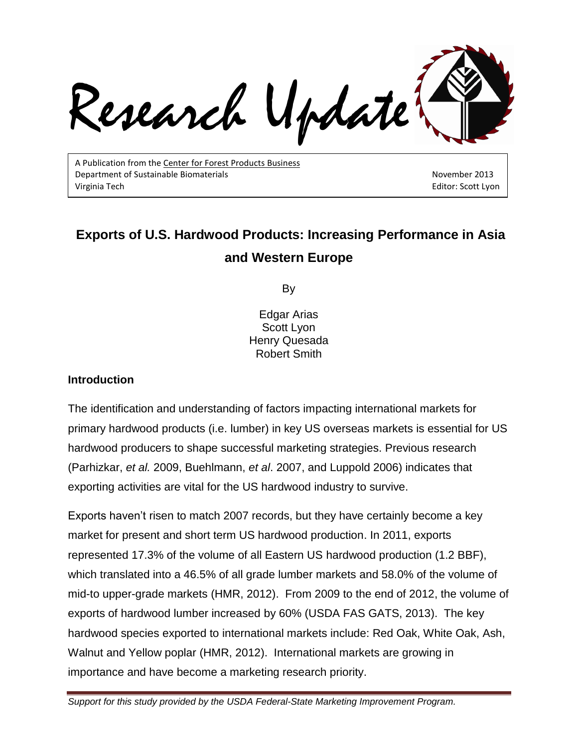# Research Update

A Publication from the Center for Forest Products Business
Department of Sustainable Biomaterials
Virginia Tech

November 2013
Editor: Scott Lyon

## Exports of U.S. Hardwood Products: Increasing Performance in Asia and Western Europe

By

Edgar Arias
Scott Lyon
Henry Quesada
Robert Smith

### Introduction

The identification and understanding of factors impacting international markets for primary hardwood products (i.e. lumber) in key US overseas markets is essential for US hardwood producers to shape successful marketing strategies. Previous research (Parhizkar, *et al.* 2009, Buehlmann, *et al*. 2007, and Luppold 2006) indicates that exporting activities are vital for the US hardwood industry to survive.

Exports haven't risen to match 2007 records, but they have certainly become a key market for present and short term US hardwood production. In 2011, exports represented 17.3% of the volume of all Eastern US hardwood production (1.2 BBF), which translated into a 46.5% of all grade lumber markets and 58.0% of the volume of mid-to upper-grade markets (HMR, 2012). From 2009 to the end of 2012, the volume of exports of hardwood lumber increased by 60% (USDA FAS GATS, 2013). The key hardwood species exported to international markets include: Red Oak, White Oak, Ash, Walnut and Yellow poplar (HMR, 2012). International markets are growing in importance and have become a marketing research priority.

*Support for this study provided by the USDA Federal-State Marketing Improvement Program.*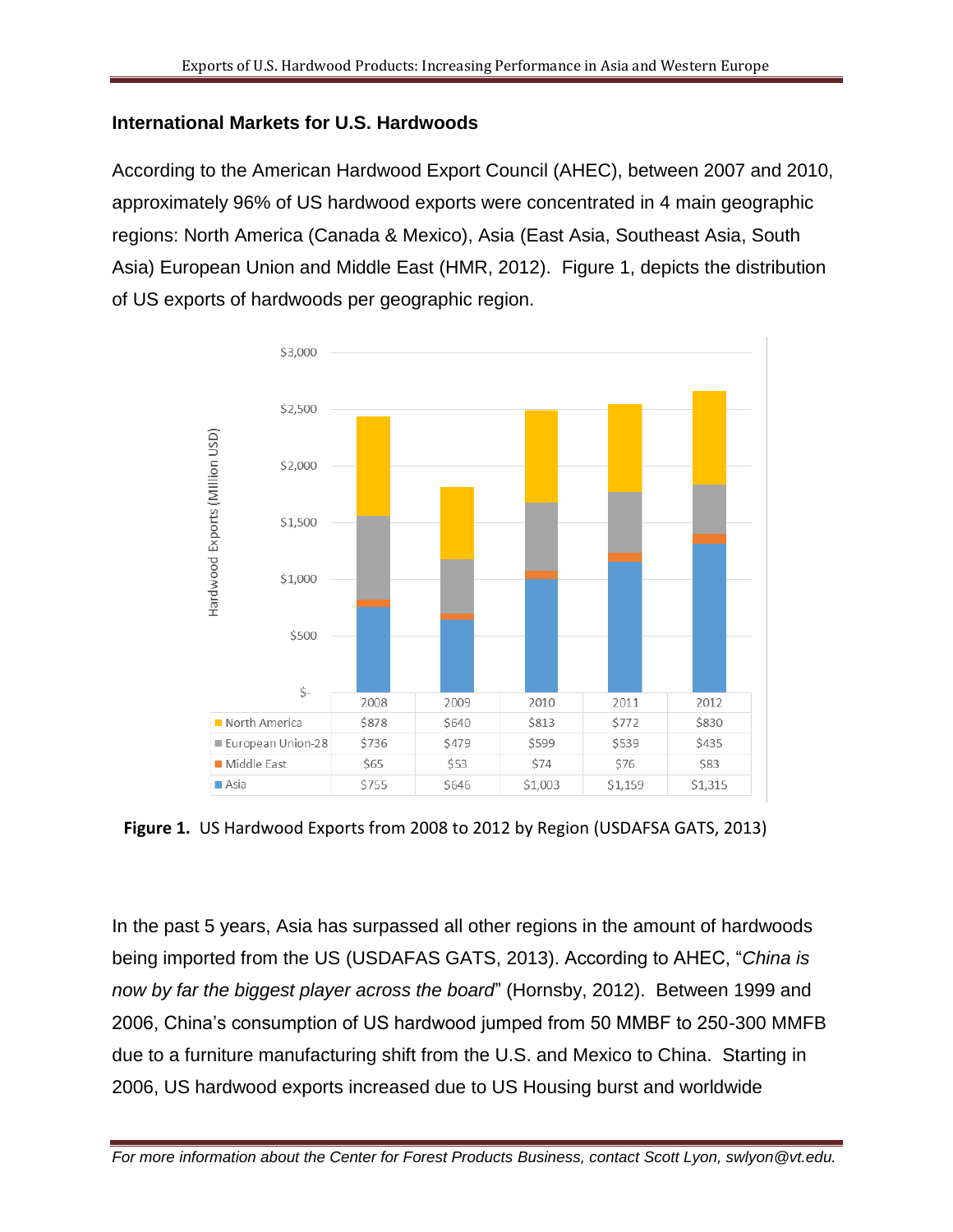## International Markets for U.S. Hardwoods

According to the American Hardwood Export Council (AHEC), between 2007 and 2010, approximately 96% of US hardwood exports were concentrated in 4 main geographic regions: North America (Canada & Mexico), Asia (East Asia, Southeast Asia, South Asia) European Union and Middle East (HMR, 2012). Figure 1, depicts the distribution of US exports of hardwoods per geographic region.

| | 2008 | 2009 | 2010 | 2011 | 2012 |
|---|---|---|---|---|---|
| North America | $878 | $640 | $813 | $772 | $830 |
| European Union-28 | $736 | $479 | $599 | $539 | $435 |
| Middle East | $65 | $53 | $74 | $76 | $83 |
| Asia | $755 | $646 | $1,003 | $1,159 | $1,315 |

**Figure 1.** US Hardwood Exports from 2008 to 2012 by Region (USDAFSA GATS, 2013)

In the past 5 years, Asia has surpassed all other regions in the amount of hardwoods being imported from the US (USDAFAS GATS, 2013). According to AHEC, "*China is now by far the biggest player across the board*" (Hornsby, 2012). Between 1999 and 2006, China's consumption of US hardwood jumped from 50 MMBF to 250-300 MMFB due to a furniture manufacturing shift from the U.S. and Mexico to China. Starting in 2006, US hardwood exports increased due to US Housing burst and worldwide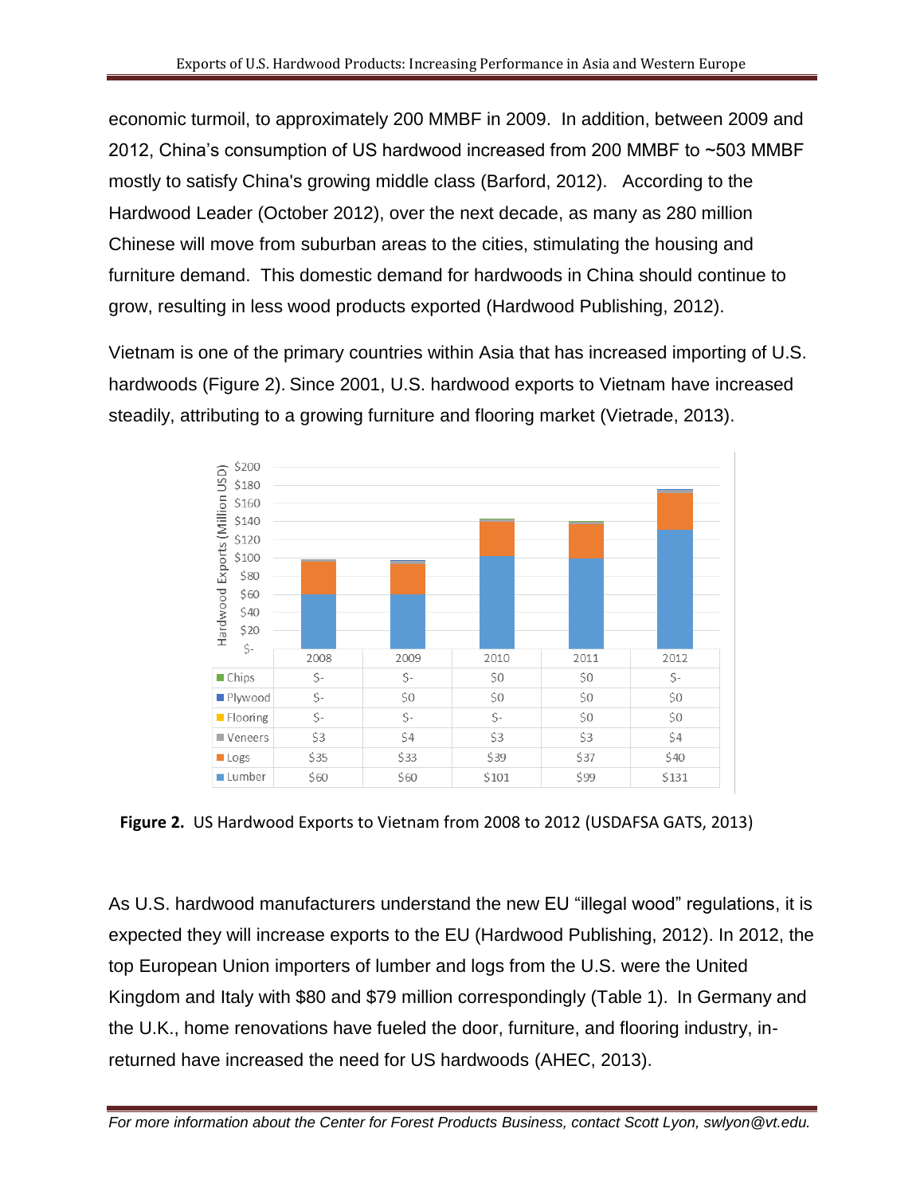economic turmoil, to approximately 200 MMBF in 2009. In addition, between 2009 and 2012, China's consumption of US hardwood increased from 200 MMBF to ~503 MMBF mostly to satisfy China's growing middle class (Barford, 2012). According to the Hardwood Leader (October 2012), over the next decade, as many as 280 million Chinese will move from suburban areas to the cities, stimulating the housing and furniture demand. This domestic demand for hardwoods in China should continue to grow, resulting in less wood products exported (Hardwood Publishing, 2012).

Vietnam is one of the primary countries within Asia that has increased importing of U.S. hardwoods (Figure 2). Since 2001, U.S. hardwood exports to Vietnam have increased steadily, attributing to a growing furniture and flooring market (Vietrade, 2013).

| | 2008 | 2009 | 2010 | 2011 | 2012 |
|---|---|---|---|---|---|
| Chips | $- | $- | $0 | $0 | $- |
| Plywood | $- | $0 | $0 | $0 | $0 |
| Flooring | $- | $- | $- | $0 | $0 |
| Veneers | $3 | $4 | $3 | $3 | $4 |
| Logs | $35 | $33 | $39 | $37 | $40 |
| Lumber | $60 | $60 | $101 | $99 | $131 |

**Figure 2.** US Hardwood Exports to Vietnam from 2008 to 2012 (USDAFSA GATS, 2013)

As U.S. hardwood manufacturers understand the new EU "illegal wood" regulations, it is expected they will increase exports to the EU (Hardwood Publishing, 2012). In 2012, the top European Union importers of lumber and logs from the U.S. were the United Kingdom and Italy with $80 and $79 million correspondingly (Table 1). In Germany and the U.K., home renovations have fueled the door, furniture, and flooring industry, in-returned have increased the need for US hardwoods (AHEC, 2013).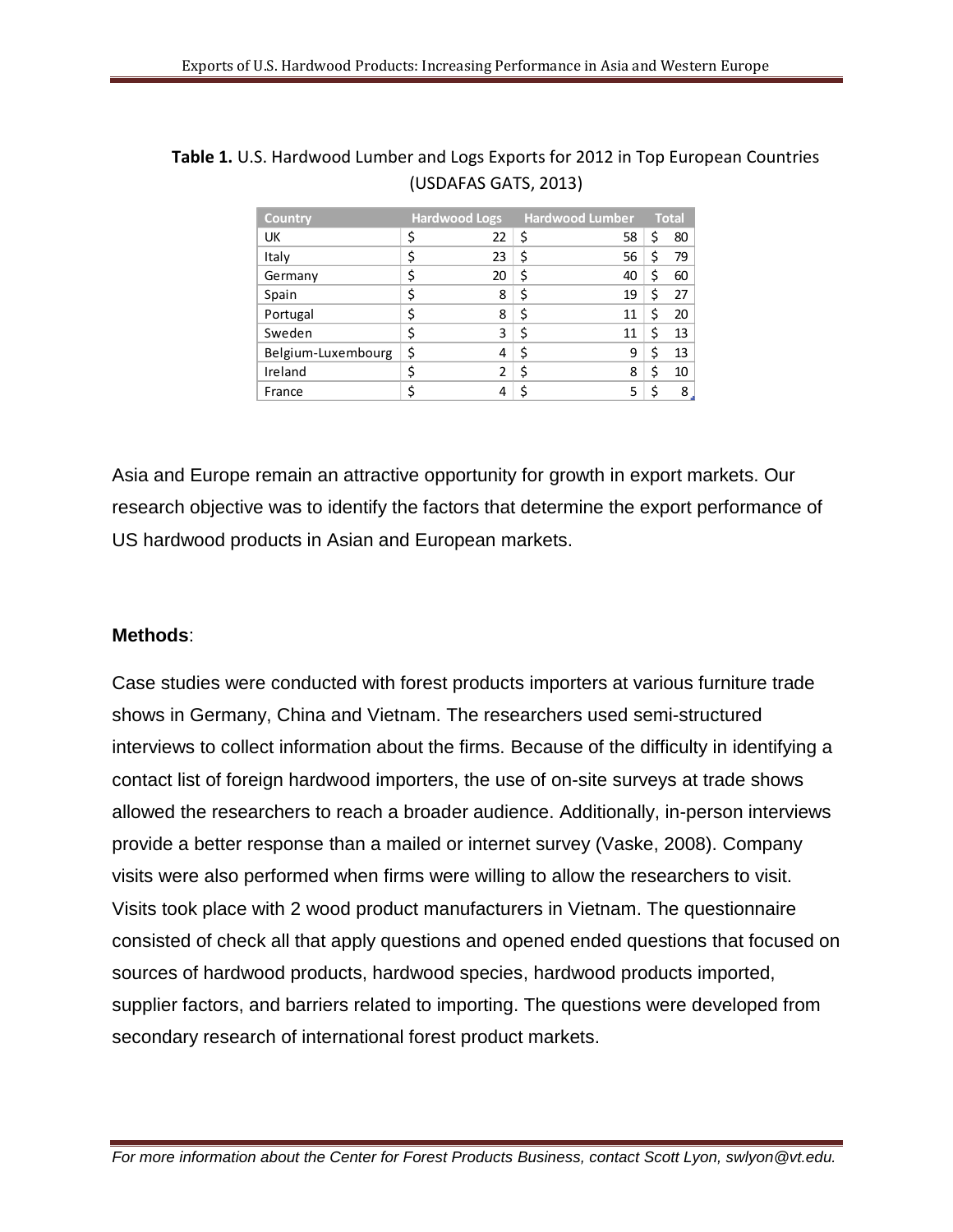**Table 1.** U.S. Hardwood Lumber and Logs Exports for 2012 in Top European Countries (USDAFAS GATS, 2013)

| Country | Hardwood Logs | Hardwood Lumber | Total |
|---|---|---|---|
| UK | $ 22 | $ 58 | $ 80 |
| Italy | $ 23 | $ 56 | $ 79 |
| Germany | $ 20 | $ 40 | $ 60 |
| Spain | $ 8 | $ 19 | $ 27 |
| Portugal | $ 8 | $ 11 | $ 20 |
| Sweden | $ 3 | $ 11 | $ 13 |
| Belgium-Luxembourg | $ 4 | $ 9 | $ 13 |
| Ireland | $ 2 | $ 8 | $ 10 |
| France | $ 4 | $ 5 | $ 8 |

Asia and Europe remain an attractive opportunity for growth in export markets. Our research objective was to identify the factors that determine the export performance of US hardwood products in Asian and European markets.

**Methods**:

Case studies were conducted with forest products importers at various furniture trade shows in Germany, China and Vietnam. The researchers used semi-structured interviews to collect information about the firms. Because of the difficulty in identifying a contact list of foreign hardwood importers, the use of on-site surveys at trade shows allowed the researchers to reach a broader audience. Additionally, in-person interviews provide a better response than a mailed or internet survey (Vaske, 2008). Company visits were also performed when firms were willing to allow the researchers to visit. Visits took place with 2 wood product manufacturers in Vietnam. The questionnaire consisted of check all that apply questions and opened ended questions that focused on sources of hardwood products, hardwood species, hardwood products imported, supplier factors, and barriers related to importing. The questions were developed from secondary research of international forest product markets.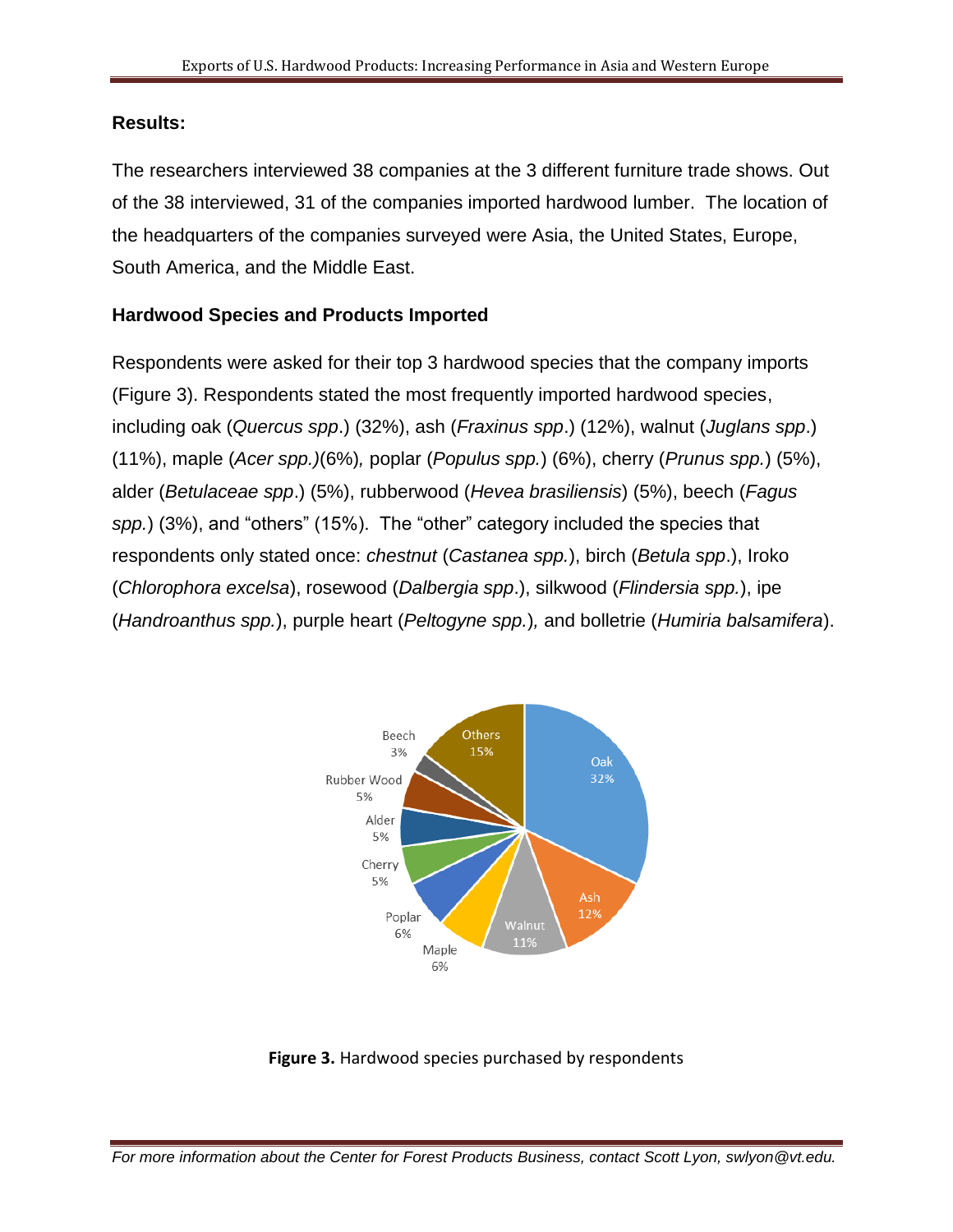## Results:

The researchers interviewed 38 companies at the 3 different furniture trade shows. Out of the 38 interviewed, 31 of the companies imported hardwood lumber. The location of the headquarters of the companies surveyed were Asia, the United States, Europe, South America, and the Middle East.

### Hardwood Species and Products Imported

Respondents were asked for their top 3 hardwood species that the company imports (Figure 3). Respondents stated the most frequently imported hardwood species, including oak (*Quercus spp*.) (32%), ash (*Fraxinus spp*.) (12%), walnut (*Juglans spp*.) (11%), maple (*Acer spp.)*(6%)*,* poplar (*Populus spp.*) (6%), cherry (*Prunus spp.*) (5%), alder (*Betulaceae spp*.) (5%), rubberwood (*Hevea brasiliensis*) (5%), beech (*Fagus spp.*) (3%), and "others" (15%). The "other" category included the species that respondents only stated once: *chestnut* (*Castanea spp.*), birch (*Betula spp*.), Iroko (*Chlorophora excelsa*), rosewood (*Dalbergia spp*.), silkwood (*Flindersia spp.*), ipe (*Handroanthus spp.*), purple heart (*Peltogyne spp.*)*,* and bolletrie (*Humiria balsamifera*).

**Figure 3.** Hardwood species purchased by respondents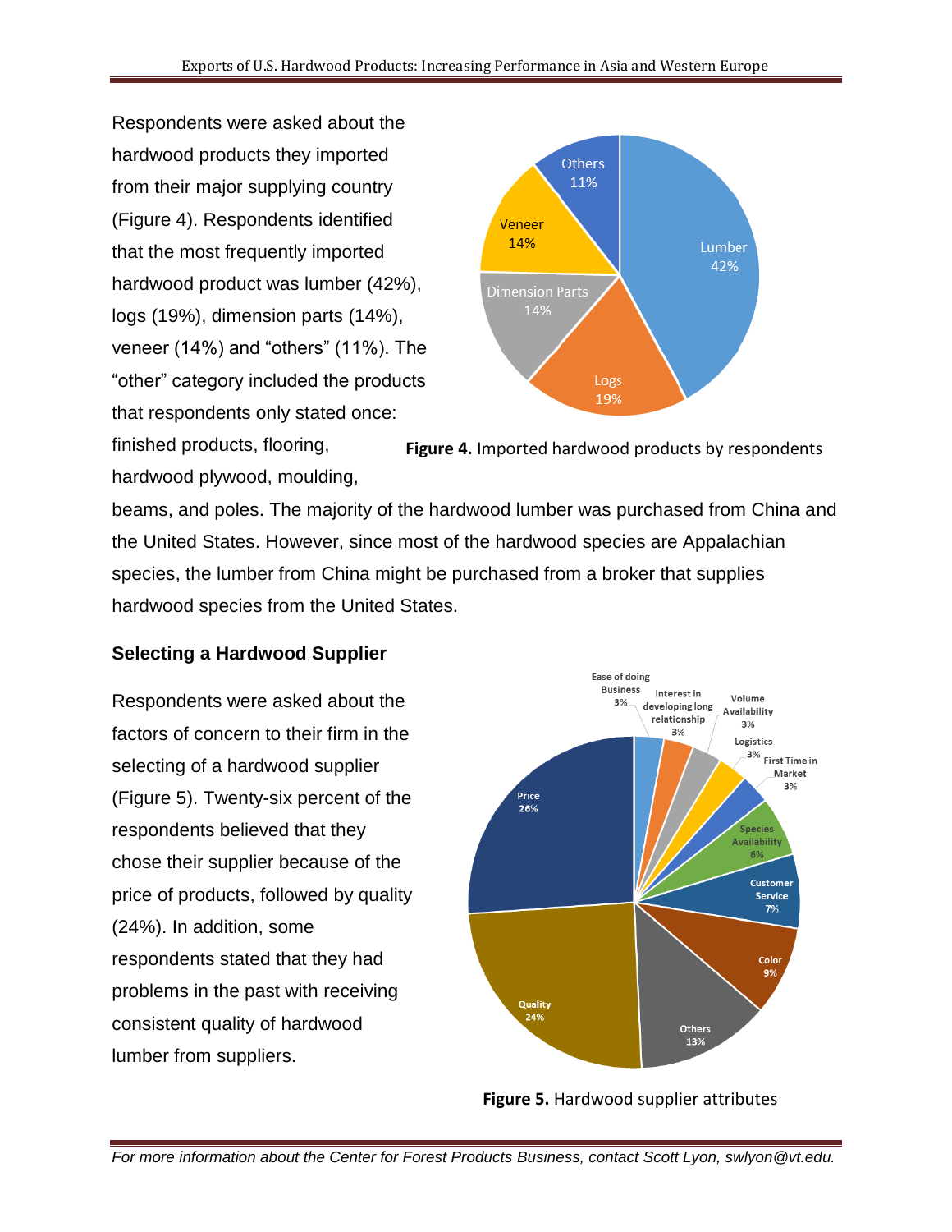Respondents were asked about the hardwood products they imported from their major supplying country (Figure 4). Respondents identified that the most frequently imported hardwood product was lumber (42%), logs (19%), dimension parts (14%), veneer (14%) and "others" (11%). The "other" category included the products that respondents only stated once: finished products, flooring, hardwood plywood, moulding, beams, and poles. The majority of the hardwood lumber was purchased from China and the United States. However, since most of the hardwood species are Appalachian species, the lumber from China might be purchased from a broker that supplies hardwood species from the United States.

**Figure 4.** Imported hardwood products by respondents

## Selecting a Hardwood Supplier

Respondents were asked about the factors of concern to their firm in the selecting of a hardwood supplier (Figure 5). Twenty-six percent of the respondents believed that they chose their supplier because of the price of products, followed by quality (24%). In addition, some respondents stated that they had problems in the past with receiving consistent quality of hardwood lumber from suppliers.

**Figure 5.** Hardwood supplier attributes

*For more information about the Center for Forest Products Business, contact Scott Lyon, swlyon@vt.edu.*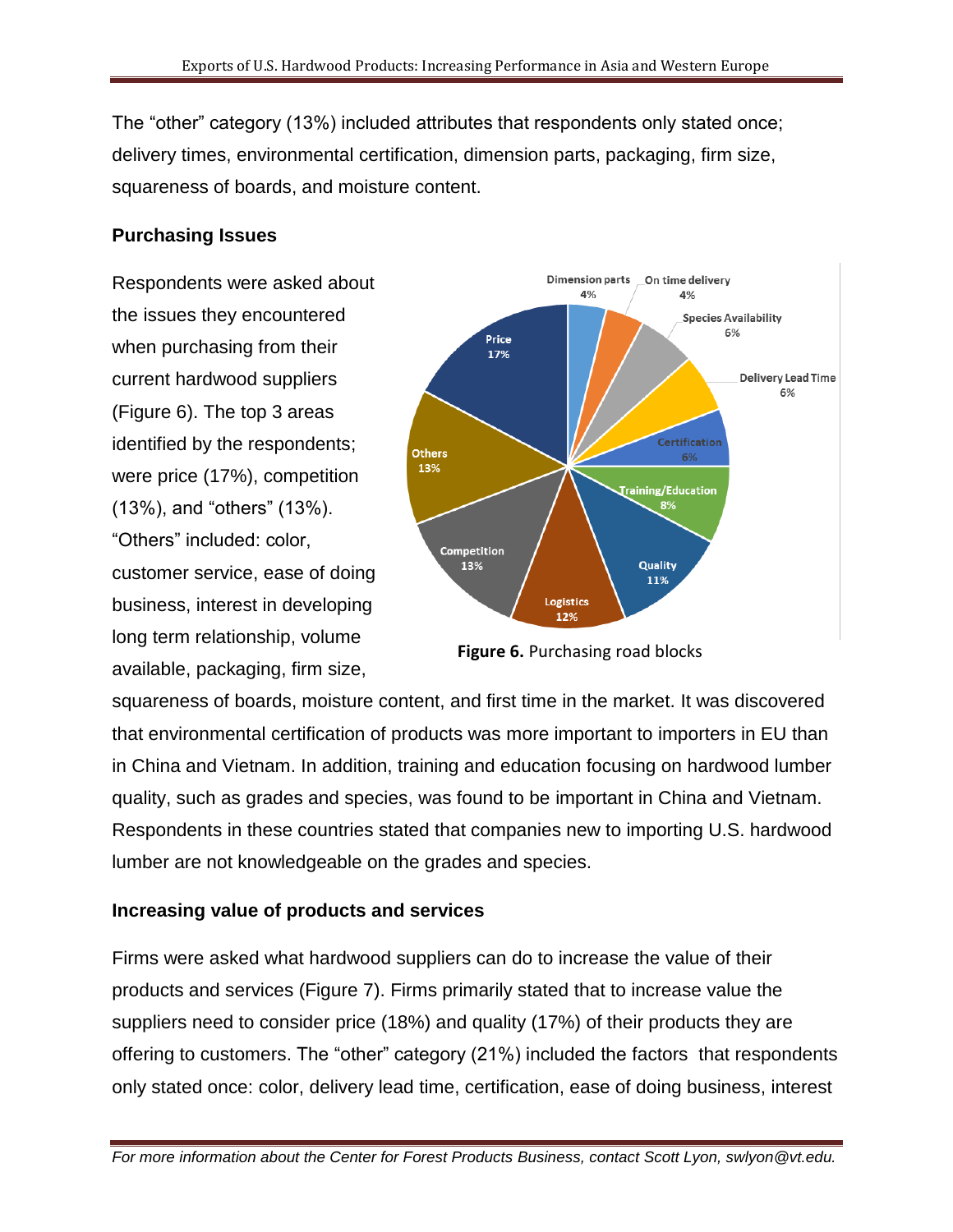The "other" category (13%) included attributes that respondents only stated once; delivery times, environmental certification, dimension parts, packaging, firm size, squareness of boards, and moisture content.

### Purchasing Issues

Respondents were asked about the issues they encountered when purchasing from their current hardwood suppliers (Figure 6). The top 3 areas identified by the respondents; were price (17%), competition (13%), and "others" (13%). "Others" included: color, customer service, ease of doing business, interest in developing long term relationship, volume available, packaging, firm size, squareness of boards, moisture content, and first time in the market. It was discovered that environmental certification of products was more important to importers in EU than in China and Vietnam. In addition, training and education focusing on hardwood lumber quality, such as grades and species, was found to be important in China and Vietnam. Respondents in these countries stated that companies new to importing U.S. hardwood lumber are not knowledgeable on the grades and species.

**Figure 6.** Purchasing road blocks

### Increasing value of products and services

Firms were asked what hardwood suppliers can do to increase the value of their products and services (Figure 7). Firms primarily stated that to increase value the suppliers need to consider price (18%) and quality (17%) of their products they are offering to customers. The "other" category (21%) included the factors that respondents only stated once: color, delivery lead time, certification, ease of doing business, interest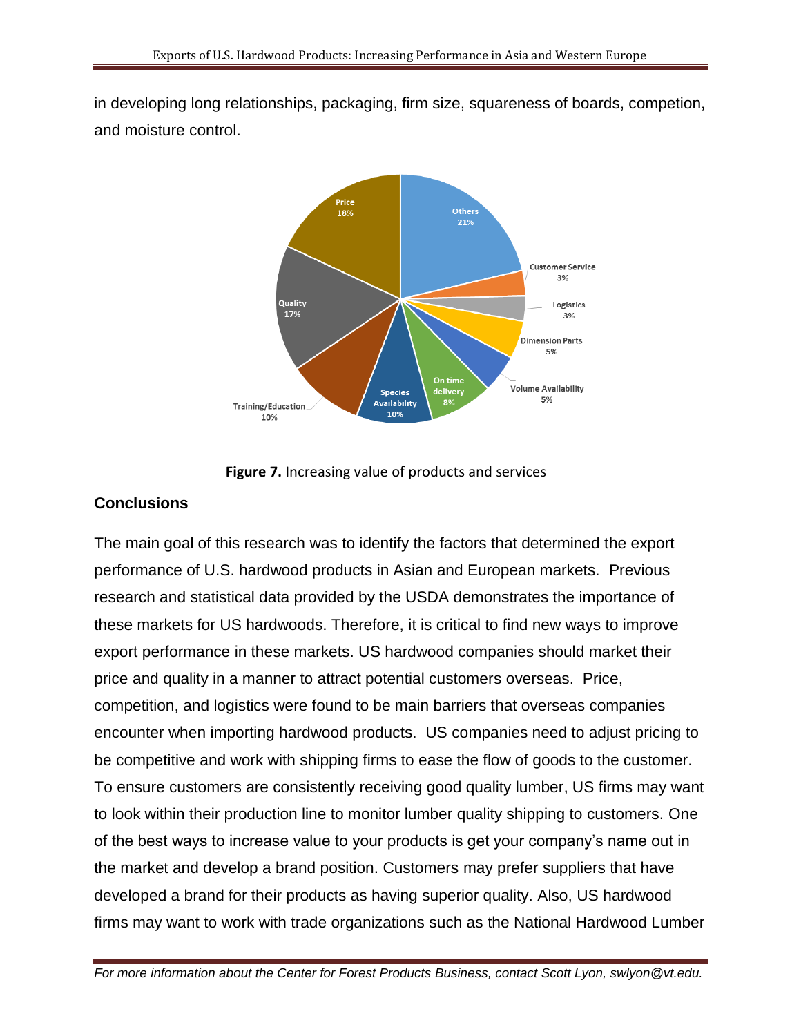in developing long relationships, packaging, firm size, squareness of boards, competion, and moisture control.

**Figure 7.** Increasing value of products and services

## Conclusions

The main goal of this research was to identify the factors that determined the export performance of U.S. hardwood products in Asian and European markets. Previous research and statistical data provided by the USDA demonstrates the importance of these markets for US hardwoods. Therefore, it is critical to find new ways to improve export performance in these markets. US hardwood companies should market their price and quality in a manner to attract potential customers overseas. Price, competition, and logistics were found to be main barriers that overseas companies encounter when importing hardwood products. US companies need to adjust pricing to be competitive and work with shipping firms to ease the flow of goods to the customer. To ensure customers are consistently receiving good quality lumber, US firms may want to look within their production line to monitor lumber quality shipping to customers. One of the best ways to increase value to your products is get your company's name out in the market and develop a brand position. Customers may prefer suppliers that have developed a brand for their products as having superior quality. Also, US hardwood firms may want to work with trade organizations such as the National Hardwood Lumber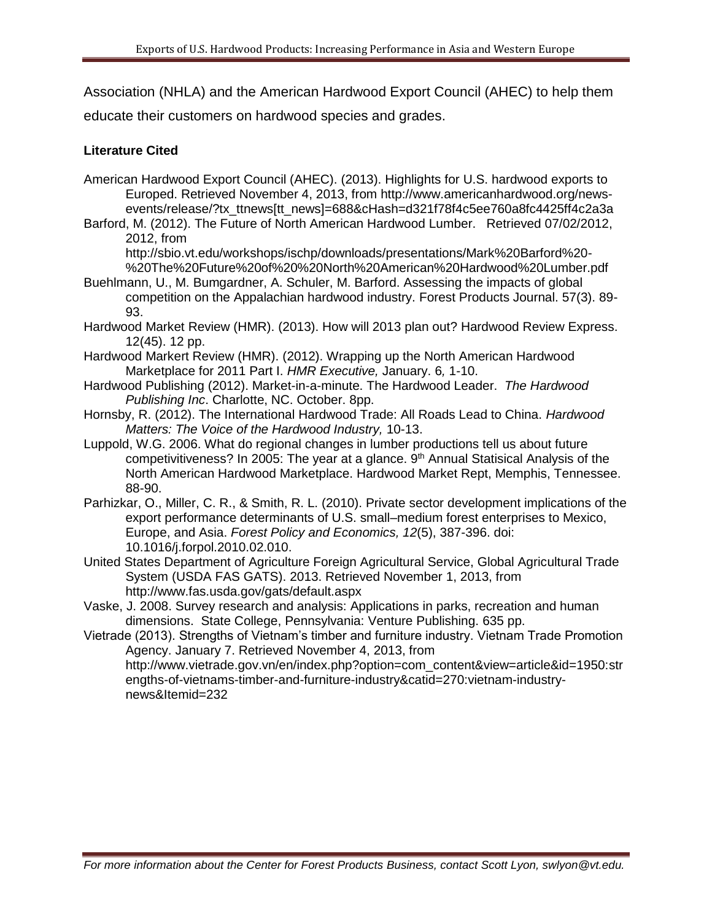Association (NHLA) and the American Hardwood Export Council (AHEC) to help them educate their customers on hardwood species and grades.

**Literature Cited**

American Hardwood Export Council (AHEC). (2013). Highlights for U.S. hardwood exports to Europed. Retrieved November 4, 2013, from http://www.americanhardwood.org/news-events/release/?tx_ttnews[tt_news]=688&cHash=d321f78f4c5ee760a8fc4425ff4c2a3a

Barford, M. (2012). The Future of North American Hardwood Lumber. Retrieved 07/02/2012, 2012, from http://sbio.vt.edu/workshops/ischp/downloads/presentations/Mark%20Barford%20-%20The%20Future%20of%20%20North%20American%20Hardwood%20Lumber.pdf

Buehlmann, U., M. Bumgardner, A. Schuler, M. Barford. Assessing the impacts of global competition on the Appalachian hardwood industry. Forest Products Journal. 57(3). 89-93.

Hardwood Market Review (HMR). (2013). How will 2013 plan out? Hardwood Review Express. 12(45). 12 pp.

Hardwood Markert Review (HMR). (2012). Wrapping up the North American Hardwood Marketplace for 2011 Part I. *HMR Executive,* January. 6*,* 1-10.

Hardwood Publishing (2012). Market-in-a-minute. The Hardwood Leader. *The Hardwood Publishing Inc*. Charlotte, NC. October. 8pp.

Hornsby, R. (2012). The International Hardwood Trade: All Roads Lead to China. *Hardwood Matters: The Voice of the Hardwood Industry,* 10-13.

Luppold, W.G. 2006. What do regional changes in lumber productions tell us about future competitiviteness? In 2005: The year at a glance. 9th Annual Statisical Analysis of the North American Hardwood Marketplace. Hardwood Market Rept, Memphis, Tennessee. 88-90.

Parhizkar, O., Miller, C. R., & Smith, R. L. (2010). Private sector development implications of the export performance determinants of U.S. small–medium forest enterprises to Mexico, Europe, and Asia. *Forest Policy and Economics, 12*(5), 387-396. doi: 10.1016/j.forpol.2010.02.010.

United States Department of Agriculture Foreign Agricultural Service, Global Agricultural Trade System (USDA FAS GATS). 2013. Retrieved November 1, 2013, from http://www.fas.usda.gov/gats/default.aspx

Vaske, J. 2008. Survey research and analysis: Applications in parks, recreation and human dimensions. State College, Pennsylvania: Venture Publishing. 635 pp.

Vietrade (2013). Strengths of Vietnam's timber and furniture industry. Vietnam Trade Promotion Agency. January 7. Retrieved November 4, 2013, from http://www.vietrade.gov.vn/en/index.php?option=com_content&view=article&id=1950:strengths-of-vietnams-timber-and-furniture-industry&catid=270:vietnam-industry-news&Itemid=232

*For more information about the Center for Forest Products Business, contact Scott Lyon, swlyon@vt.edu.*